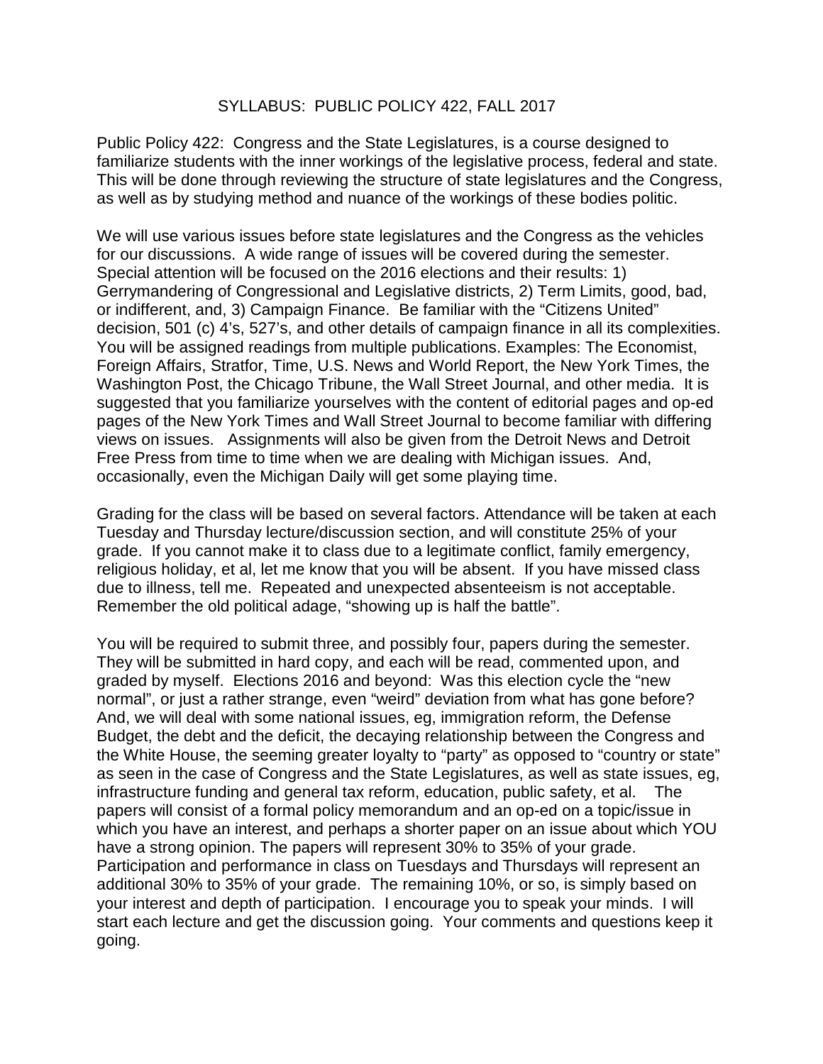# SYLLABUS: PUBLIC POLICY 422, FALL 2017

Public Policy 422: Congress and the State Legislatures, is a course designed to familiarize students with the inner workings of the legislative process, federal and state. This will be done through reviewing the structure of state legislatures and the Congress, as well as by studying method and nuance of the workings of these bodies politic.

We will use various issues before state legislatures and the Congress as the vehicles for our discussions. A wide range of issues will be covered during the semester. Special attention will be focused on the 2016 elections and their results: 1) Gerrymandering of Congressional and Legislative districts, 2) Term Limits, good, bad, or indifferent, and, 3) Campaign Finance. Be familiar with the "Citizens United" decision, 501 (c) 4's, 527's, and other details of campaign finance in all its complexities. You will be assigned readings from multiple publications. Examples: The Economist, Foreign Affairs, Stratfor, Time, U.S. News and World Report, the New York Times, the Washington Post, the Chicago Tribune, the Wall Street Journal, and other media. It is suggested that you familiarize yourselves with the content of editorial pages and op-ed pages of the New York Times and Wall Street Journal to become familiar with differing views on issues. Assignments will also be given from the Detroit News and Detroit Free Press from time to time when we are dealing with Michigan issues. And, occasionally, even the Michigan Daily will get some playing time.

Grading for the class will be based on several factors. Attendance will be taken at each Tuesday and Thursday lecture/discussion section, and will constitute 25% of your grade. If you cannot make it to class due to a legitimate conflict, family emergency, religious holiday, et al, let me know that you will be absent. If you have missed class due to illness, tell me. Repeated and unexpected absenteeism is not acceptable. Remember the old political adage, "showing up is half the battle".

You will be required to submit three, and possibly four, papers during the semester. They will be submitted in hard copy, and each will be read, commented upon, and graded by myself. Elections 2016 and beyond: Was this election cycle the "new normal", or just a rather strange, even "weird" deviation from what has gone before? And, we will deal with some national issues, eg, immigration reform, the Defense Budget, the debt and the deficit, the decaying relationship between the Congress and the White House, the seeming greater loyalty to "party" as opposed to "country or state" as seen in the case of Congress and the State Legislatures, as well as state issues, eg, infrastructure funding and general tax reform, education, public safety, et al. The papers will consist of a formal policy memorandum and an op-ed on a topic/issue in which you have an interest, and perhaps a shorter paper on an issue about which YOU have a strong opinion. The papers will represent 30% to 35% of your grade. Participation and performance in class on Tuesdays and Thursdays will represent an additional 30% to 35% of your grade. The remaining 10%, or so, is simply based on your interest and depth of participation. I encourage you to speak your minds. I will start each lecture and get the discussion going. Your comments and questions keep it going.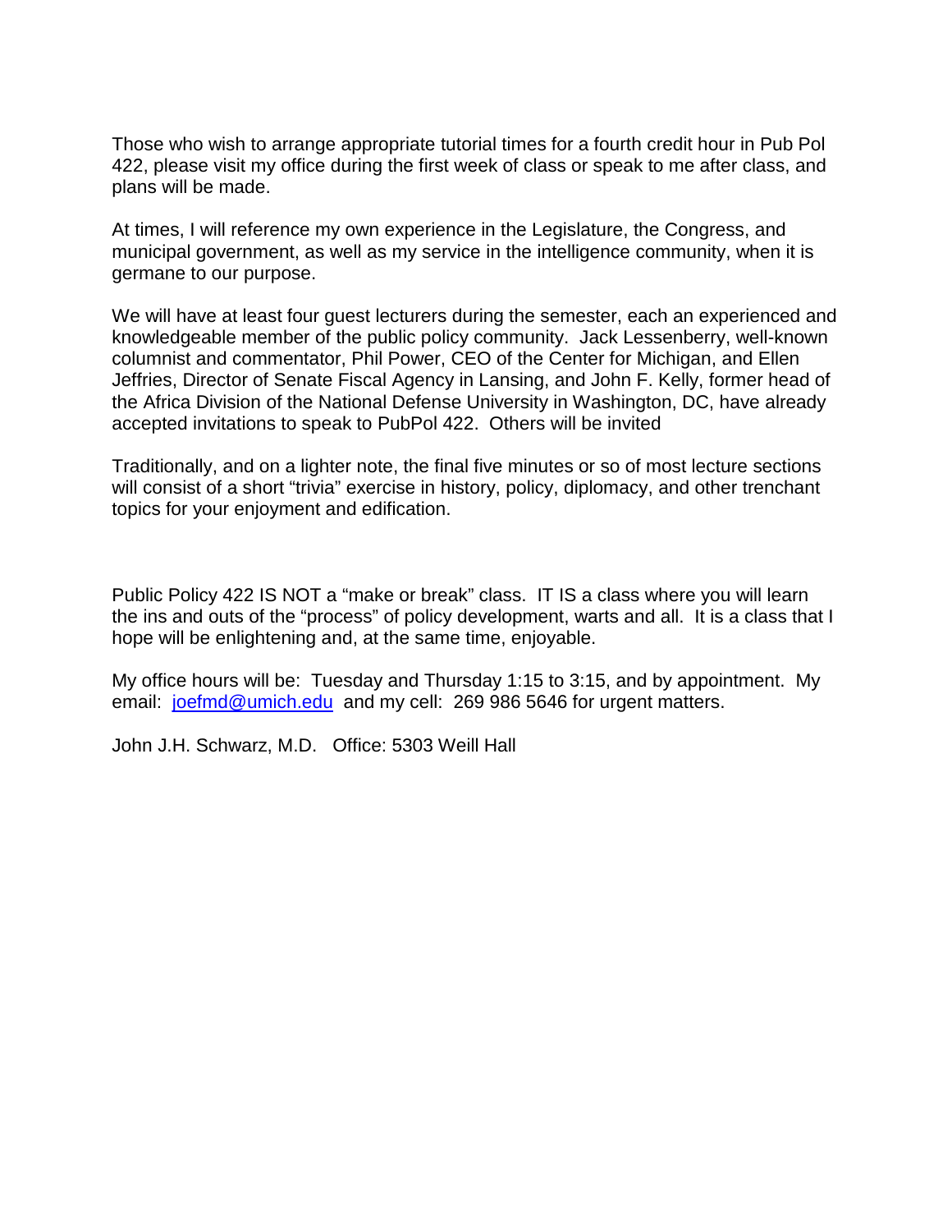Those who wish to arrange appropriate tutorial times for a fourth credit hour in Pub Pol 422, please visit my office during the first week of class or speak to me after class, and plans will be made.

At times, I will reference my own experience in the Legislature, the Congress, and municipal government, as well as my service in the intelligence community, when it is germane to our purpose.

We will have at least four guest lecturers during the semester, each an experienced and knowledgeable member of the public policy community. Jack Lessenberry, well-known columnist and commentator, Phil Power, CEO of the Center for Michigan, and Ellen Jeffries, Director of Senate Fiscal Agency in Lansing, and John F. Kelly, former head of the Africa Division of the National Defense University in Washington, DC, have already accepted invitations to speak to PubPol 422. Others will be invited

Traditionally, and on a lighter note, the final five minutes or so of most lecture sections will consist of a short "trivia" exercise in history, policy, diplomacy, and other trenchant topics for your enjoyment and edification.

Public Policy 422 IS NOT a "make or break" class. IT IS a class where you will learn the ins and outs of the "process" of policy development, warts and all. It is a class that I hope will be enlightening and, at the same time, enjoyable.

My office hours will be: Tuesday and Thursday 1:15 to 3:15, and by appointment. My email: [joefmd@umich.edu](mailto:joefmd@umich.edu) and my cell: 269 986 5646 for urgent matters.

John J.H. Schwarz, M.D. Office: 5303 Weill Hall